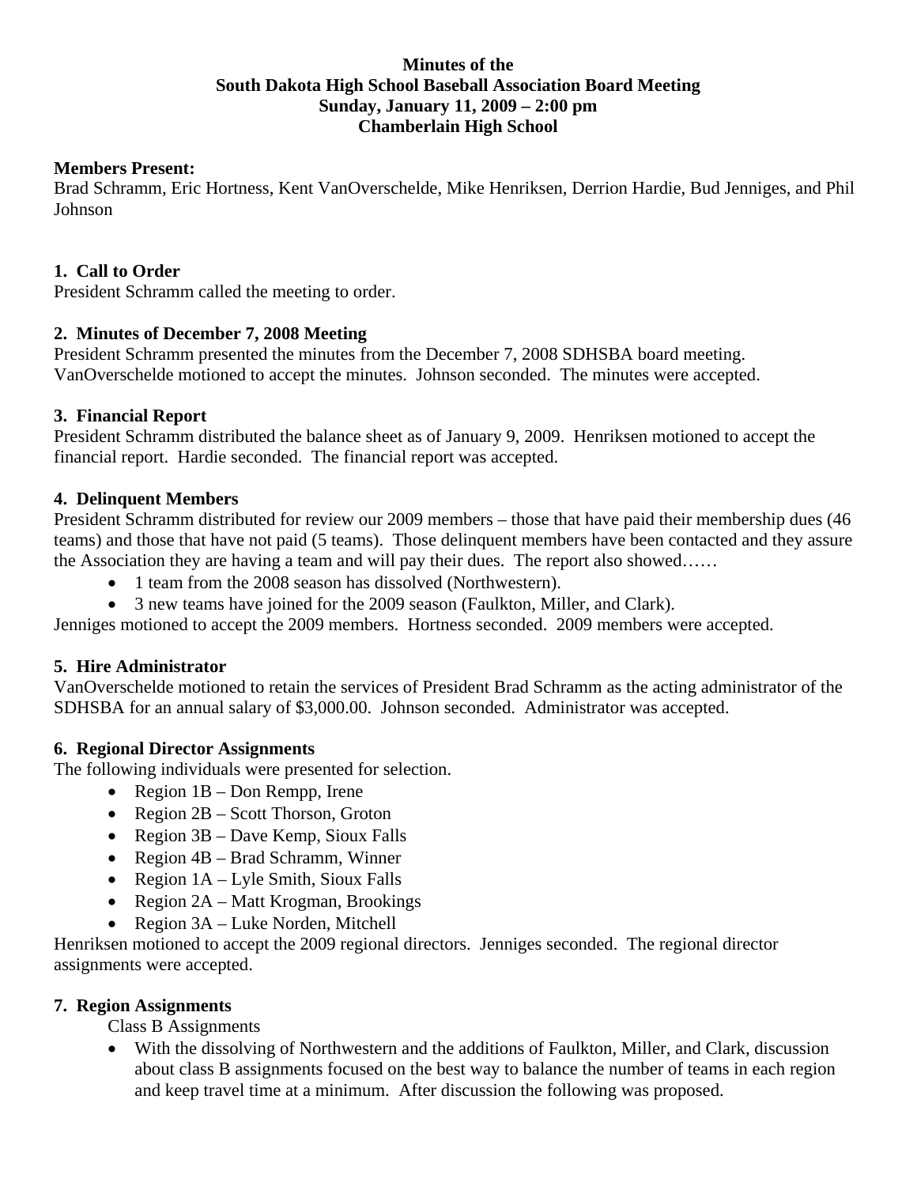**Minutes of the**
**South Dakota High School Baseball Association Board Meeting**
**Sunday, January 11, 2009 – 2:00 pm**
**Chamberlain High School**

**Members Present:**
Brad Schramm, Eric Hortness, Kent VanOverschelde, Mike Henriksen, Derrion Hardie, Bud Jenniges, and Phil Johnson

### 1. Call to Order

President Schramm called the meeting to order.

### 2. Minutes of December 7, 2008 Meeting

President Schramm presented the minutes from the December 7, 2008 SDHSBA board meeting. VanOverschelde motioned to accept the minutes. Johnson seconded. The minutes were accepted.

### 3. Financial Report

President Schramm distributed the balance sheet as of January 9, 2009. Henriksen motioned to accept the financial report. Hardie seconded. The financial report was accepted.

### 4. Delinquent Members

President Schramm distributed for review our 2009 members – those that have paid their membership dues (46 teams) and those that have not paid (5 teams). Those delinquent members have been contacted and they assure the Association they are having a team and will pay their dues. The report also showed……

- 1 team from the 2008 season has dissolved (Northwestern).
- 3 new teams have joined for the 2009 season (Faulkton, Miller, and Clark).

Jenniges motioned to accept the 2009 members. Hortness seconded. 2009 members were accepted.

### 5. Hire Administrator

VanOverschelde motioned to retain the services of President Brad Schramm as the acting administrator of the SDHSBA for an annual salary of $3,000.00. Johnson seconded. Administrator was accepted.

### 6. Regional Director Assignments

The following individuals were presented for selection.

- Region 1B – Don Rempp, Irene
- Region 2B – Scott Thorson, Groton
- Region 3B – Dave Kemp, Sioux Falls
- Region 4B – Brad Schramm, Winner
- Region 1A – Lyle Smith, Sioux Falls
- Region 2A – Matt Krogman, Brookings
- Region 3A – Luke Norden, Mitchell

Henriksen motioned to accept the 2009 regional directors. Jenniges seconded. The regional director assignments were accepted.

### 7. Region Assignments

Class B Assignments

- With the dissolving of Northwestern and the additions of Faulkton, Miller, and Clark, discussion about class B assignments focused on the best way to balance the number of teams in each region and keep travel time at a minimum. After discussion the following was proposed.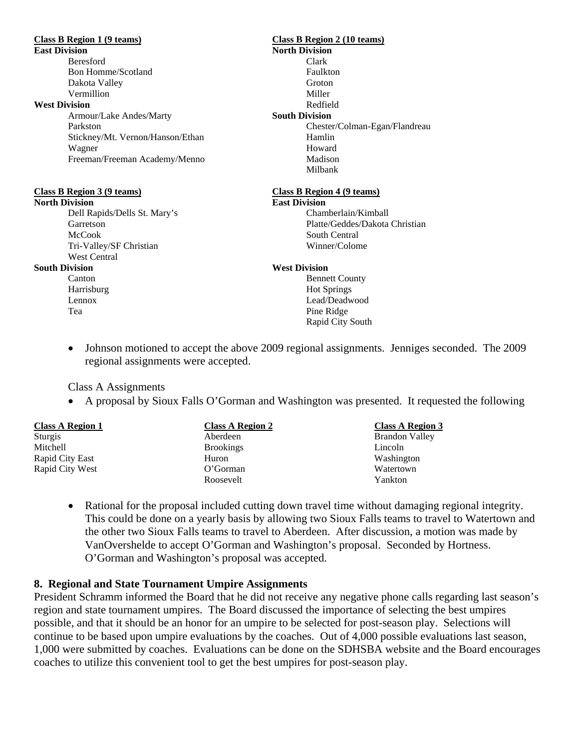**Class B Region 1 (9 teams)**

**East Division**

- Beresford
- Bon Homme/Scotland
- Dakota Valley
- Vermillion

**West Division**

- Armour/Lake Andes/Marty
- Parkston
- Stickney/Mt. Vernon/Hanson/Ethan
- Wagner
- Freeman/Freeman Academy/Menno

**Class B Region 2 (10 teams)**

**North Division**

- Clark
- Faulkton
- Groton
- Miller
- Redfield

**South Division**

- Chester/Colman-Egan/Flandreau
- Hamlin
- Howard
- Madison
- Milbank

**Class B Region 3 (9 teams)**

**North Division**

- Dell Rapids/Dells St. Mary's
- Garretson
- McCook
- Tri-Valley/SF Christian
- West Central

**South Division**

- Canton
- Harrisburg
- Lennox
- Tea

**Class B Region 4 (9 teams)**

**East Division**

- Chamberlain/Kimball
- Platte/Geddes/Dakota Christian
- South Central
- Winner/Colome

**West Division**

- Bennett County
- Hot Springs
- Lead/Deadwood
- Pine Ridge
- Rapid City South

- Johnson motioned to accept the above 2009 regional assignments. Jenniges seconded. The 2009 regional assignments were accepted.

Class A Assignments

- A proposal by Sioux Falls O'Gorman and Washington was presented. It requested the following

| Class A Region 1 | Class A Region 2 | Class A Region 3 |
|---|---|---|
| Sturgis | Aberdeen | Brandon Valley |
| Mitchell | Brookings | Lincoln |
| Rapid City East | Huron | Washington |
| Rapid City West | O'Gorman | Watertown |
| | Roosevelt | Yankton |

- Rational for the proposal included cutting down travel time without damaging regional integrity. This could be done on a yearly basis by allowing two Sioux Falls teams to travel to Watertown and the other two Sioux Falls teams to travel to Aberdeen. After discussion, a motion was made by VanOvershelde to accept O'Gorman and Washington's proposal. Seconded by Hortness. O'Gorman and Washington's proposal was accepted.

## 8. Regional and State Tournament Umpire Assignments

President Schramm informed the Board that he did not receive any negative phone calls regarding last season's region and state tournament umpires. The Board discussed the importance of selecting the best umpires possible, and that it should be an honor for an umpire to be selected for post-season play. Selections will continue to be based upon umpire evaluations by the coaches. Out of 4,000 possible evaluations last season, 1,000 were submitted by coaches. Evaluations can be done on the SDHSBA website and the Board encourages coaches to utilize this convenient tool to get the best umpires for post-season play.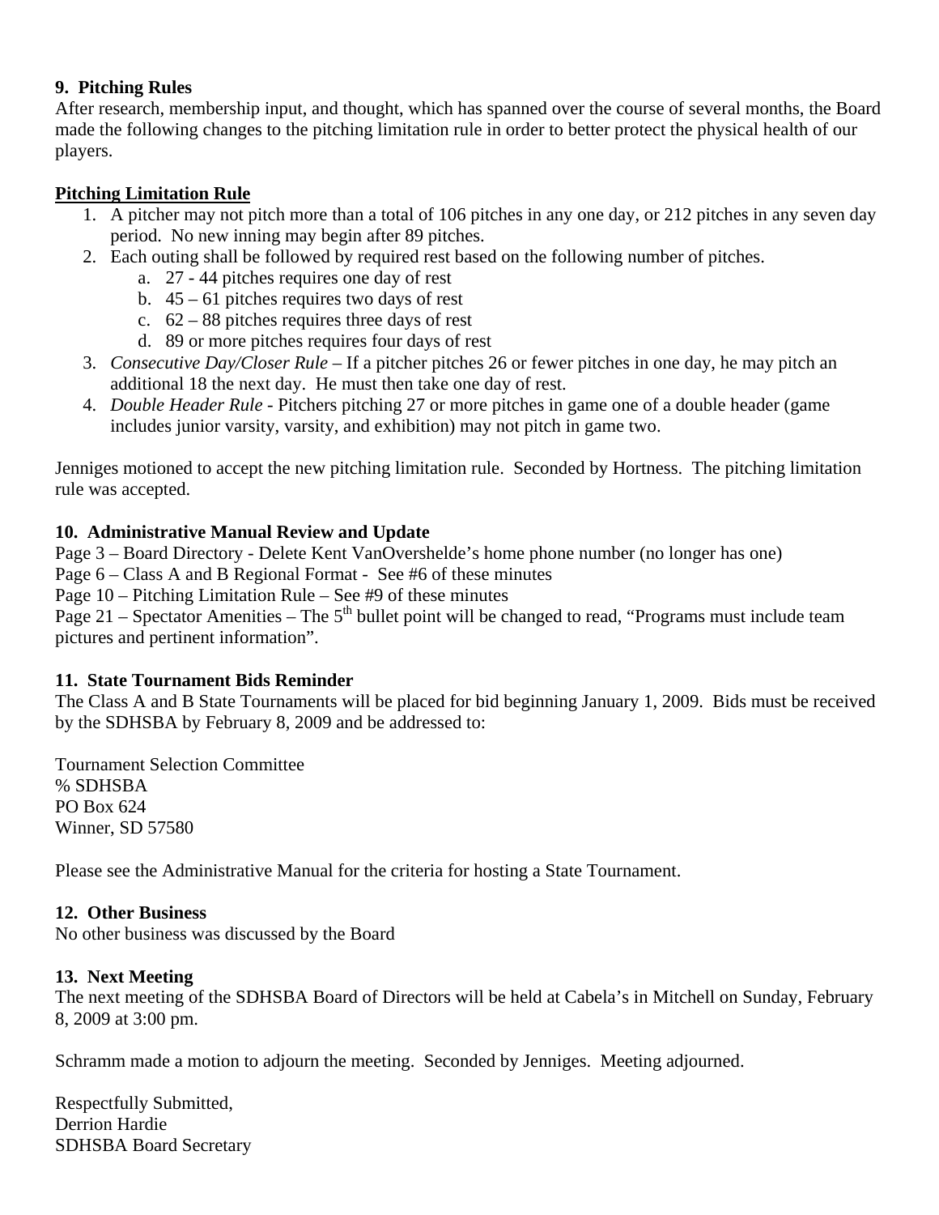**9. Pitching Rules**

After research, membership input, and thought, which has spanned over the course of several months, the Board made the following changes to the pitching limitation rule in order to better protect the physical health of our players.

**Pitching Limitation Rule**

1. A pitcher may not pitch more than a total of 106 pitches in any one day, or 212 pitches in any seven day period. No new inning may begin after 89 pitches.
2. Each outing shall be followed by required rest based on the following number of pitches.
    a. 27 - 44 pitches requires one day of rest
    b. 45 – 61 pitches requires two days of rest
    c. 62 – 88 pitches requires three days of rest
    d. 89 or more pitches requires four days of rest
3. *Consecutive Day/Closer Rule* – If a pitcher pitches 26 or fewer pitches in one day, he may pitch an additional 18 the next day. He must then take one day of rest.
4. *Double Header Rule* - Pitchers pitching 27 or more pitches in game one of a double header (game includes junior varsity, varsity, and exhibition) may not pitch in game two.

Jenniges motioned to accept the new pitching limitation rule. Seconded by Hortness. The pitching limitation rule was accepted.

**10. Administrative Manual Review and Update**

Page 3 – Board Directory - Delete Kent VanOvershelde's home phone number (no longer has one)

Page 6 – Class A and B Regional Format - See #6 of these minutes

Page 10 – Pitching Limitation Rule – See #9 of these minutes

Page 21 – Spectator Amenities – The 5th bullet point will be changed to read, "Programs must include team pictures and pertinent information".

**11. State Tournament Bids Reminder**

The Class A and B State Tournaments will be placed for bid beginning January 1, 2009. Bids must be received by the SDHSBA by February 8, 2009 and be addressed to:

Tournament Selection Committee
% SDHSBA
PO Box 624
Winner, SD 57580

Please see the Administrative Manual for the criteria for hosting a State Tournament.

**12. Other Business**

No other business was discussed by the Board

**13. Next Meeting**

The next meeting of the SDHSBA Board of Directors will be held at Cabela's in Mitchell on Sunday, February 8, 2009 at 3:00 pm.

Schramm made a motion to adjourn the meeting. Seconded by Jenniges. Meeting adjourned.

Respectfully Submitted,
Derrion Hardie
SDHSBA Board Secretary